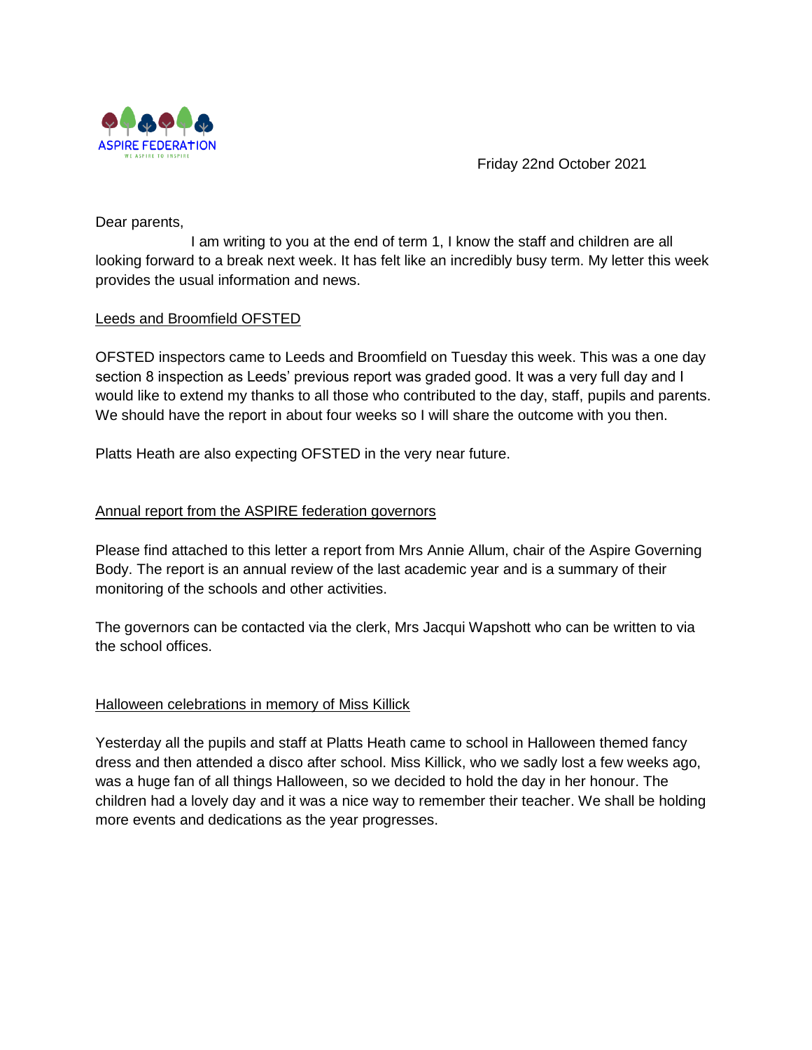ASPIRE FEDERATION

WE ASPIRE TO INSPIRE

Friday 22nd October 2021

Dear parents,

I am writing to you at the end of term 1, I know the staff and children are all looking forward to a break next week. It has felt like an incredibly busy term. My letter this week provides the usual information and news.

## Leeds and Broomfield OFSTED

OFSTED inspectors came to Leeds and Broomfield on Tuesday this week. This was a one day section 8 inspection as Leeds' previous report was graded good. It was a very full day and I would like to extend my thanks to all those who contributed to the day, staff, pupils and parents. We should have the report in about four weeks so I will share the outcome with you then.

Platts Heath are also expecting OFSTED in the very near future.

## Annual report from the ASPIRE federation governors

Please find attached to this letter a report from Mrs Annie Allum, chair of the Aspire Governing Body. The report is an annual review of the last academic year and is a summary of their monitoring of the schools and other activities.

The governors can be contacted via the clerk, Mrs Jacqui Wapshott who can be written to via the school offices.

## Halloween celebrations in memory of Miss Killick

Yesterday all the pupils and staff at Platts Heath came to school in Halloween themed fancy dress and then attended a disco after school. Miss Killick, who we sadly lost a few weeks ago, was a huge fan of all things Halloween, so we decided to hold the day in her honour. The children had a lovely day and it was a nice way to remember their teacher. We shall be holding more events and dedications as the year progresses.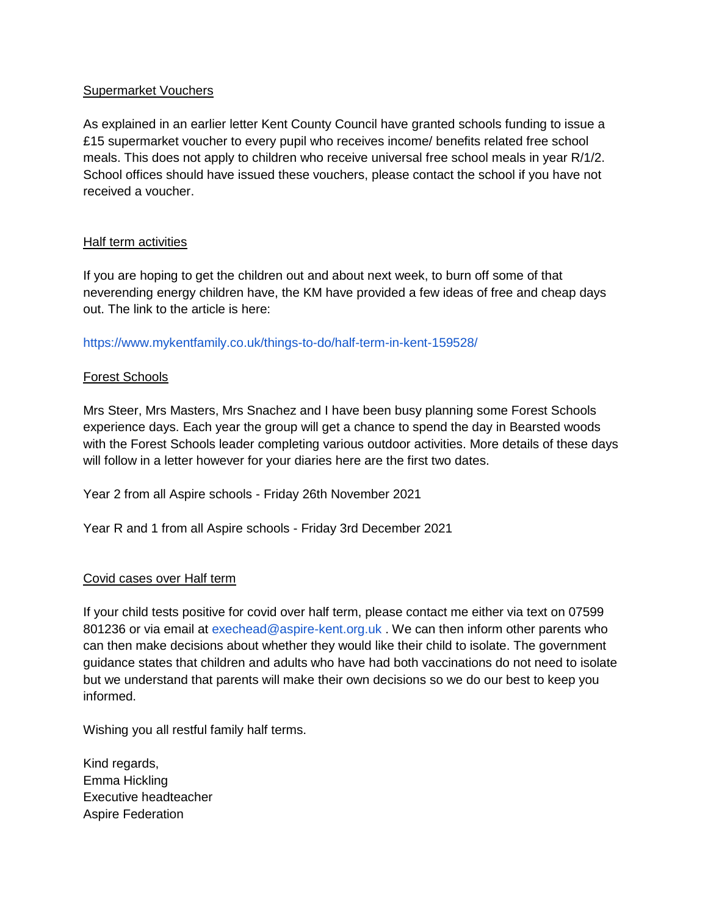<u>Supermarket Vouchers</u>

As explained in an earlier letter Kent County Council have granted schools funding to issue a £15 supermarket voucher to every pupil who receives income/ benefits related free school meals. This does not apply to children who receive universal free school meals in year R/1/2. School offices should have issued these vouchers, please contact the school if you have not received a voucher.

<u>Half term activities</u>

If you are hoping to get the children out and about next week, to burn off some of that neverending energy children have, the KM have provided a few ideas of free and cheap days out. The link to the article is here:

https://www.mykentfamily.co.uk/things-to-do/half-term-in-kent-159528/

<u>Forest Schools</u>

Mrs Steer, Mrs Masters, Mrs Snachez and I have been busy planning some Forest Schools experience days. Each year the group will get a chance to spend the day in Bearsted woods with the Forest Schools leader completing various outdoor activities. More details of these days will follow in a letter however for your diaries here are the first two dates.

Year 2 from all Aspire schools - Friday 26th November 2021

Year R and 1 from all Aspire schools - Friday 3rd December 2021

<u>Covid cases over Half term</u>

If your child tests positive for covid over half term, please contact me either via text on 07599 801236 or via email at exechead@aspire-kent.org.uk . We can then inform other parents who can then make decisions about whether they would like their child to isolate. The government guidance states that children and adults who have had both vaccinations do not need to isolate but we understand that parents will make their own decisions so we do our best to keep you informed.

Wishing you all restful family half terms.

Kind regards,  
Emma Hickling  
Executive headteacher  
Aspire Federation